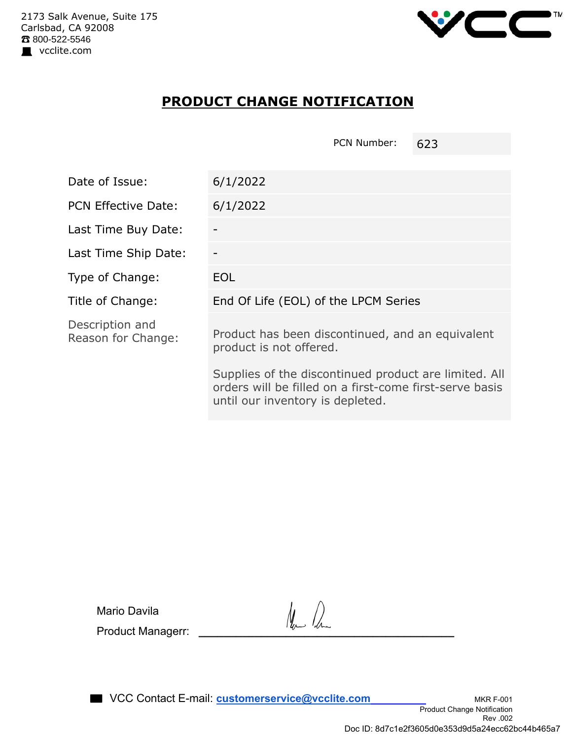2173 Salk Avenue, Suite 175
Carlsbad, CA 92008
☎ 800-522-5546
vcclite.com

# PRODUCT CHANGE NOTIFICATION

PCN Number: 623

| | |
|---|---|
| Date of Issue: | 6/1/2022 |
| PCN Effective Date: | 6/1/2022 |
| Last Time Buy Date: | - |
| Last Time Ship Date: | - |
| Type of Change: | EOL |
| Title of Change: | End Of Life (EOL) of the LPCM Series |
| Description and Reason for Change: | Product has been discontinued, and an equivalent product is not offered.<br><br>Supplies of the discontinued product are limited. All orders will be filled on a first-come first-serve basis until our inventory is depleted. |

Mario Davila

Product Managerr: ______________________

VCC Contact E-mail: **customerservice@vcclite.com**

MKR F-001
Product Change Notification
Rev .002

Doc ID: 8d7c1e2f3605d0e353d9d5a24ecc62bc44b465a7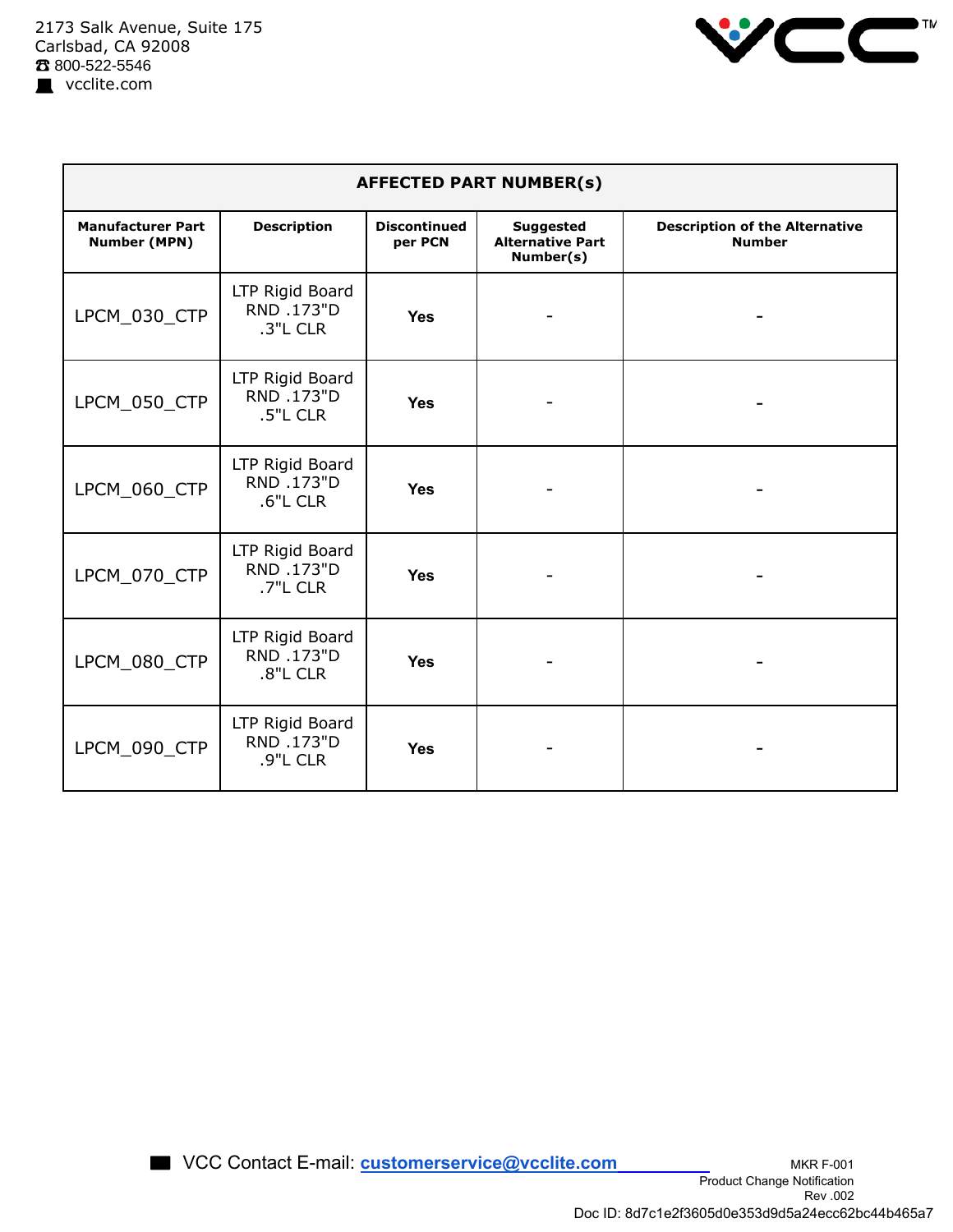2173 Salk Avenue, Suite 175
Carlsbad, CA 92008
☎ 800-522-5546
vcclite.com

| AFFECTED PART NUMBER(s) | | | | |
|---|---|---|---|---|
| **Manufacturer Part Number (MPN)** | **Description** | **Discontinued per PCN** | **Suggested Alternative Part Number(s)** | **Description of the Alternative Number** |
| LPCM_030_CTP | LTP Rigid Board RND .173"D .3"L CLR | **Yes** | - | - |
| LPCM_050_CTP | LTP Rigid Board RND .173"D .5"L CLR | **Yes** | - | - |
| LPCM_060_CTP | LTP Rigid Board RND .173"D .6"L CLR | **Yes** | - | - |
| LPCM_070_CTP | LTP Rigid Board RND .173"D .7"L CLR | **Yes** | - | - |
| LPCM_080_CTP | LTP Rigid Board RND .173"D .8"L CLR | **Yes** | - | - |
| LPCM_090_CTP | LTP Rigid Board RND .173"D .9"L CLR | **Yes** | - | - |

VCC Contact E-mail: **customerservice@vcclite.com**

MKR F-001
Product Change Notification
Rev .002
Doc ID: 8d7c1e2f3605d0e353d9d5a24ecc62bc44b465a7